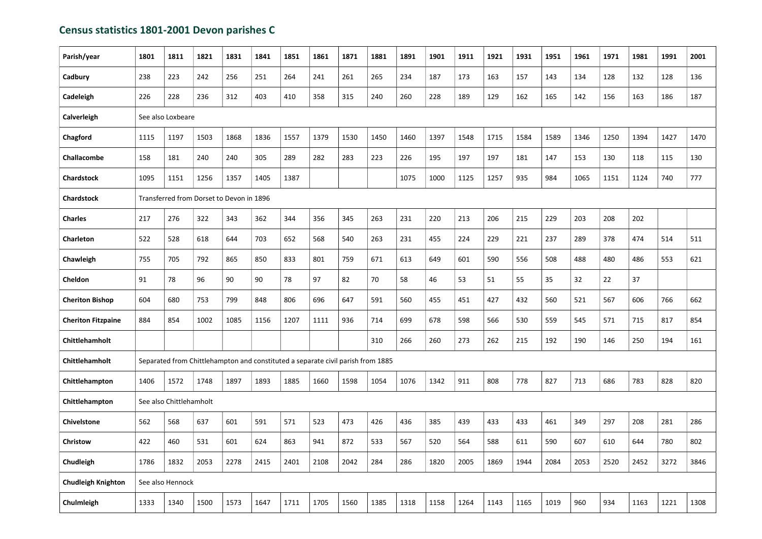## Census statistics 1801-2001 Devon parishes C

| Parish/year | 1801 | 1811 | 1821 | 1831 | 1841 | 1851 | 1861 | 1871 | 1881 | 1891 | 1901 | 1911 | 1921 | 1931 | 1951 | 1961 | 1971 | 1981 | 1991 | 2001 |
|---|---|---|---|---|---|---|---|---|---|---|---|---|---|---|---|---|---|---|---|---|
| **Cadbury** | 238 | 223 | 242 | 256 | 251 | 264 | 241 | 261 | 265 | 234 | 187 | 173 | 163 | 157 | 143 | 134 | 128 | 132 | 128 | 136 |
| **Cadeleigh** | 226 | 228 | 236 | 312 | 403 | 410 | 358 | 315 | 240 | 260 | 228 | 189 | 129 | 162 | 165 | 142 | 156 | 163 | 186 | 187 |
| **Calverleigh** | See also Loxbeare | | | | | | | | | | | | | | | | | | | |
| **Chagford** | 1115 | 1197 | 1503 | 1868 | 1836 | 1557 | 1379 | 1530 | 1450 | 1460 | 1397 | 1548 | 1715 | 1584 | 1589 | 1346 | 1250 | 1394 | 1427 | 1470 |
| **Challacombe** | 158 | 181 | 240 | 240 | 305 | 289 | 282 | 283 | 223 | 226 | 195 | 197 | 197 | 181 | 147 | 153 | 130 | 118 | 115 | 130 |
| **Chardstock** | 1095 | 1151 | 1256 | 1357 | 1405 | 1387 | | | | 1075 | 1000 | 1125 | 1257 | 935 | 984 | 1065 | 1151 | 1124 | 740 | 777 |
| **Chardstock** | Transferred from Dorset to Devon in 1896 | | | | | | | | | | | | | | | | | | | |
| **Charles** | 217 | 276 | 322 | 343 | 362 | 344 | 356 | 345 | 263 | 231 | 220 | 213 | 206 | 215 | 229 | 203 | 208 | 202 | | |
| **Charleton** | 522 | 528 | 618 | 644 | 703 | 652 | 568 | 540 | 263 | 231 | 455 | 224 | 229 | 221 | 237 | 289 | 378 | 474 | 514 | 511 |
| **Chawleigh** | 755 | 705 | 792 | 865 | 850 | 833 | 801 | 759 | 671 | 613 | 649 | 601 | 590 | 556 | 508 | 488 | 480 | 486 | 553 | 621 |
| **Cheldon** | 91 | 78 | 96 | 90 | 90 | 78 | 97 | 82 | 70 | 58 | 46 | 53 | 51 | 55 | 35 | 32 | 22 | 37 | | |
| **Cheriton Bishop** | 604 | 680 | 753 | 799 | 848 | 806 | 696 | 647 | 591 | 560 | 455 | 451 | 427 | 432 | 560 | 521 | 567 | 606 | 766 | 662 |
| **Cheriton Fitzpaine** | 884 | 854 | 1002 | 1085 | 1156 | 1207 | 1111 | 936 | 714 | 699 | 678 | 598 | 566 | 530 | 559 | 545 | 571 | 715 | 817 | 854 |
| **Chittlehamholt** | | | | | | | | | 310 | 266 | 260 | 273 | 262 | 215 | 192 | 190 | 146 | 250 | 194 | 161 |
| **Chittlehamholt** | Separated from Chittlehampton and constituted a separate civil parish from 1885 | | | | | | | | | | | | | | | | | | | |
| **Chittlehampton** | 1406 | 1572 | 1748 | 1897 | 1893 | 1885 | 1660 | 1598 | 1054 | 1076 | 1342 | 911 | 808 | 778 | 827 | 713 | 686 | 783 | 828 | 820 |
| **Chittlehampton** | See also Chittlehamholt | | | | | | | | | | | | | | | | | | | |
| **Chivelstone** | 562 | 568 | 637 | 601 | 591 | 571 | 523 | 473 | 426 | 436 | 385 | 439 | 433 | 433 | 461 | 349 | 297 | 208 | 281 | 286 |
| **Christow** | 422 | 460 | 531 | 601 | 624 | 863 | 941 | 872 | 533 | 567 | 520 | 564 | 588 | 611 | 590 | 607 | 610 | 644 | 780 | 802 |
| **Chudleigh** | 1786 | 1832 | 2053 | 2278 | 2415 | 2401 | 2108 | 2042 | 284 | 286 | 1820 | 2005 | 1869 | 1944 | 2084 | 2053 | 2520 | 2452 | 3272 | 3846 |
| **Chudleigh Knighton** | See also Hennock | | | | | | | | | | | | | | | | | | | |
| **Chulmleigh** | 1333 | 1340 | 1500 | 1573 | 1647 | 1711 | 1705 | 1560 | 1385 | 1318 | 1158 | 1264 | 1143 | 1165 | 1019 | 960 | 934 | 1163 | 1221 | 1308 |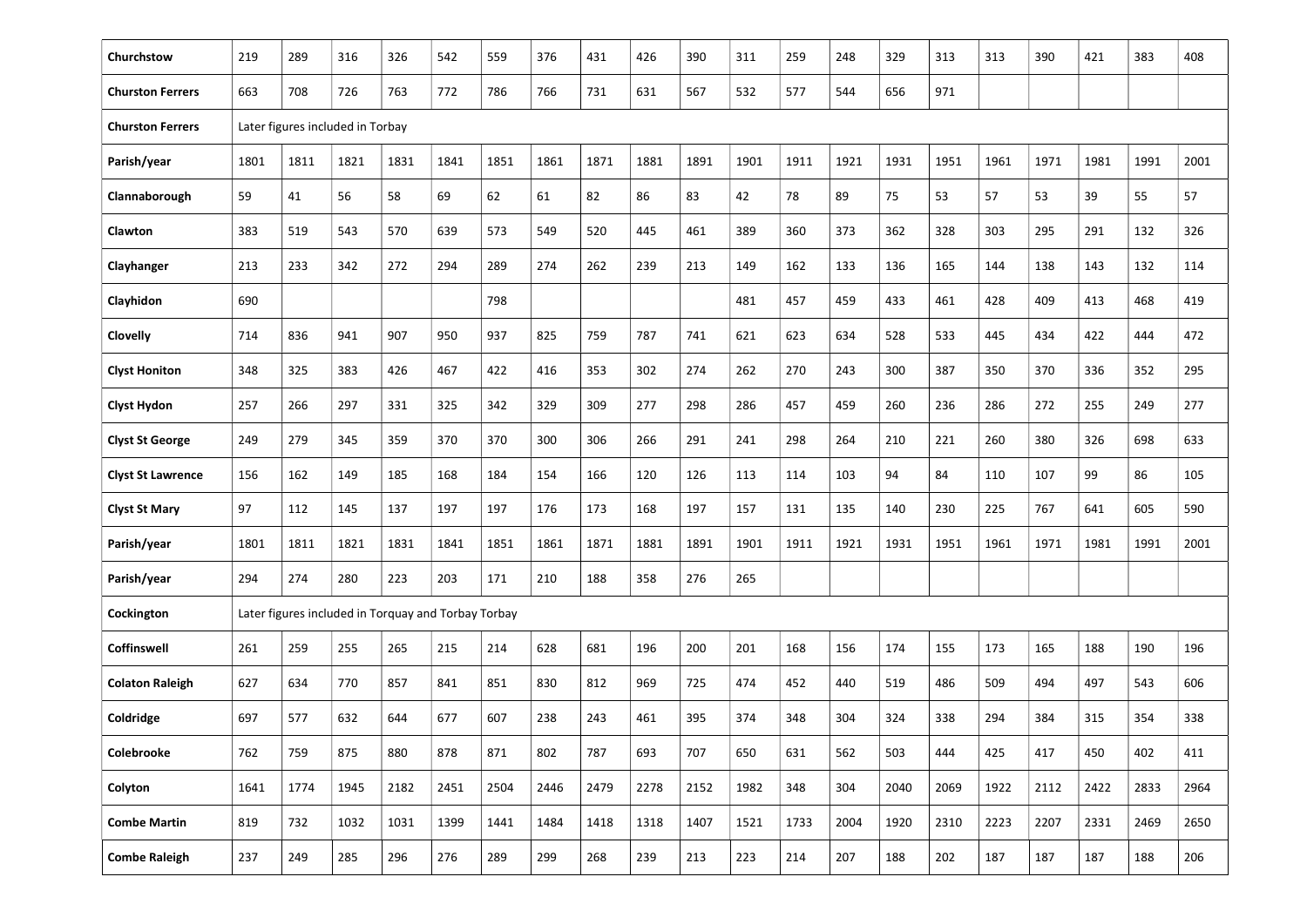| Churchstow | 219 | 289 | 316 | 326 | 542 | 559 | 376 | 431 | 426 | 390 | 311 | 259 | 248 | 329 | 313 | 313 | 390 | 421 | 383 | 408 |
|---|---|---|---|---|---|---|---|---|---|---|---|---|---|---|---|---|---|---|---|---|
| Churston Ferrers | 663 | 708 | 726 | 763 | 772 | 786 | 766 | 731 | 631 | 567 | 532 | 577 | 544 | 656 | 971 | | | | | |
| Churston Ferrers | Later figures included in Torbay | | | | | | | | | | | | | | | | | | | |
| Parish/year | 1801 | 1811 | 1821 | 1831 | 1841 | 1851 | 1861 | 1871 | 1881 | 1891 | 1901 | 1911 | 1921 | 1931 | 1951 | 1961 | 1971 | 1981 | 1991 | 2001 |
| Clannaborough | 59 | 41 | 56 | 58 | 69 | 62 | 61 | 82 | 86 | 83 | 42 | 78 | 89 | 75 | 53 | 57 | 53 | 39 | 55 | 57 |
| Clawton | 383 | 519 | 543 | 570 | 639 | 573 | 549 | 520 | 445 | 461 | 389 | 360 | 373 | 362 | 328 | 303 | 295 | 291 | 132 | 326 |
| Clayhanger | 213 | 233 | 342 | 272 | 294 | 289 | 274 | 262 | 239 | 213 | 149 | 162 | 133 | 136 | 165 | 144 | 138 | 143 | 132 | 114 |
| Clayhidon | 690 | | | | | 798 | | | | | 481 | 457 | 459 | 433 | 461 | 428 | 409 | 413 | 468 | 419 |
| Clovelly | 714 | 836 | 941 | 907 | 950 | 937 | 825 | 759 | 787 | 741 | 621 | 623 | 634 | 528 | 533 | 445 | 434 | 422 | 444 | 472 |
| Clyst Honiton | 348 | 325 | 383 | 426 | 467 | 422 | 416 | 353 | 302 | 274 | 262 | 270 | 243 | 300 | 387 | 350 | 370 | 336 | 352 | 295 |
| Clyst Hydon | 257 | 266 | 297 | 331 | 325 | 342 | 329 | 309 | 277 | 298 | 286 | 457 | 459 | 260 | 236 | 286 | 272 | 255 | 249 | 277 |
| Clyst St George | 249 | 279 | 345 | 359 | 370 | 370 | 300 | 306 | 266 | 291 | 241 | 298 | 264 | 210 | 221 | 260 | 380 | 326 | 698 | 633 |
| Clyst St Lawrence | 156 | 162 | 149 | 185 | 168 | 184 | 154 | 166 | 120 | 126 | 113 | 114 | 103 | 94 | 84 | 110 | 107 | 99 | 86 | 105 |
| Clyst St Mary | 97 | 112 | 145 | 137 | 197 | 197 | 176 | 173 | 168 | 197 | 157 | 131 | 135 | 140 | 230 | 225 | 767 | 641 | 605 | 590 |
| Parish/year | 1801 | 1811 | 1821 | 1831 | 1841 | 1851 | 1861 | 1871 | 1881 | 1891 | 1901 | 1911 | 1921 | 1931 | 1951 | 1961 | 1971 | 1981 | 1991 | 2001 |
| Parish/year | 294 | 274 | 280 | 223 | 203 | 171 | 210 | 188 | 358 | 276 | 265 | | | | | | | | | |
| Cockington | Later figures included in Torquay and Torbay Torbay | | | | | | | | | | | | | | | | | | | |
| Coffinswell | 261 | 259 | 255 | 265 | 215 | 214 | 628 | 681 | 196 | 200 | 201 | 168 | 156 | 174 | 155 | 173 | 165 | 188 | 190 | 196 |
| Colaton Raleigh | 627 | 634 | 770 | 857 | 841 | 851 | 830 | 812 | 969 | 725 | 474 | 452 | 440 | 519 | 486 | 509 | 494 | 497 | 543 | 606 |
| Coldridge | 697 | 577 | 632 | 644 | 677 | 607 | 238 | 243 | 461 | 395 | 374 | 348 | 304 | 324 | 338 | 294 | 384 | 315 | 354 | 338 |
| Colebrooke | 762 | 759 | 875 | 880 | 878 | 871 | 802 | 787 | 693 | 707 | 650 | 631 | 562 | 503 | 444 | 425 | 417 | 450 | 402 | 411 |
| Colyton | 1641 | 1774 | 1945 | 2182 | 2451 | 2504 | 2446 | 2479 | 2278 | 2152 | 1982 | 348 | 304 | 2040 | 2069 | 1922 | 2112 | 2422 | 2833 | 2964 |
| Combe Martin | 819 | 732 | 1032 | 1031 | 1399 | 1441 | 1484 | 1418 | 1318 | 1407 | 1521 | 1733 | 2004 | 1920 | 2310 | 2223 | 2207 | 2331 | 2469 | 2650 |
| Combe Raleigh | 237 | 249 | 285 | 296 | 276 | 289 | 299 | 268 | 239 | 213 | 223 | 214 | 207 | 188 | 202 | 187 | 187 | 187 | 188 | 206 |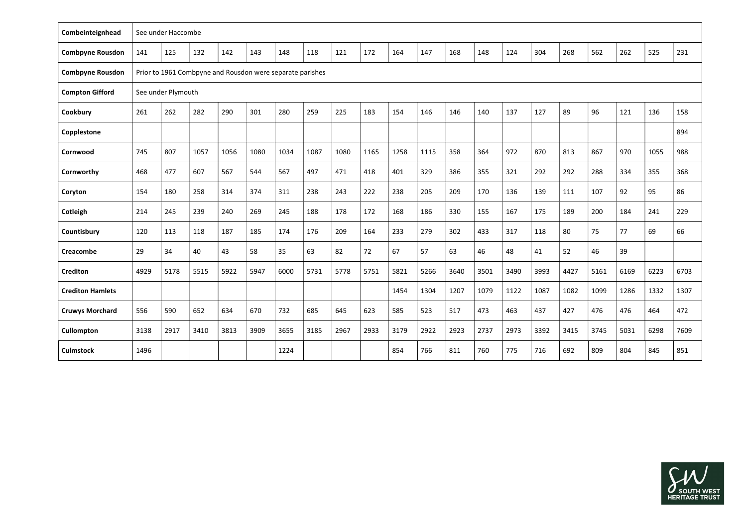| | | | | | | | | | | | | | | | | | | | | |
|---|---|---|---|---|---|---|---|---|---|---|---|---|---|---|---|---|---|---|---|---|
| **Combeinteignhead** | See under Haccombe | | | | | | | | | | | | | | | | | | | |
| **Combpyne Rousdon** | 141 | 125 | 132 | 142 | 143 | 148 | 118 | 121 | 172 | 164 | 147 | 168 | 148 | 124 | 304 | 268 | 562 | 262 | 525 | 231 |
| **Combpyne Rousdon** | Prior to 1961 Combpyne and Rousdon were separate parishes | | | | | | | | | | | | | | | | | | | |
| **Compton Gifford** | See under Plymouth | | | | | | | | | | | | | | | | | | | |
| **Cookbury** | 261 | 262 | 282 | 290 | 301 | 280 | 259 | 225 | 183 | 154 | 146 | 146 | 140 | 137 | 127 | 89 | 96 | 121 | 136 | 158 |
| **Copplestone** | | | | | | | | | | | | | | | | | | | | 894 |
| **Cornwood** | 745 | 807 | 1057 | 1056 | 1080 | 1034 | 1087 | 1080 | 1165 | 1258 | 1115 | 358 | 364 | 972 | 870 | 813 | 867 | 970 | 1055 | 988 |
| **Cornworthy** | 468 | 477 | 607 | 567 | 544 | 567 | 497 | 471 | 418 | 401 | 329 | 386 | 355 | 321 | 292 | 292 | 288 | 334 | 355 | 368 |
| **Coryton** | 154 | 180 | 258 | 314 | 374 | 311 | 238 | 243 | 222 | 238 | 205 | 209 | 170 | 136 | 139 | 111 | 107 | 92 | 95 | 86 |
| **Cotleigh** | 214 | 245 | 239 | 240 | 269 | 245 | 188 | 178 | 172 | 168 | 186 | 330 | 155 | 167 | 175 | 189 | 200 | 184 | 241 | 229 |
| **Countisbury** | 120 | 113 | 118 | 187 | 185 | 174 | 176 | 209 | 164 | 233 | 279 | 302 | 433 | 317 | 118 | 80 | 75 | 77 | 69 | 66 |
| **Creacombe** | 29 | 34 | 40 | 43 | 58 | 35 | 63 | 82 | 72 | 67 | 57 | 63 | 46 | 48 | 41 | 52 | 46 | 39 | | |
| **Crediton** | 4929 | 5178 | 5515 | 5922 | 5947 | 6000 | 5731 | 5778 | 5751 | 5821 | 5266 | 3640 | 3501 | 3490 | 3993 | 4427 | 5161 | 6169 | 6223 | 6703 |
| **Crediton Hamlets** | | | | | | | | | | 1454 | 1304 | 1207 | 1079 | 1122 | 1087 | 1082 | 1099 | 1286 | 1332 | 1307 |
| **Cruwys Morchard** | 556 | 590 | 652 | 634 | 670 | 732 | 685 | 645 | 623 | 585 | 523 | 517 | 473 | 463 | 437 | 427 | 476 | 476 | 464 | 472 |
| **Cullompton** | 3138 | 2917 | 3410 | 3813 | 3909 | 3655 | 3185 | 2967 | 2933 | 3179 | 2922 | 2923 | 2737 | 2973 | 3392 | 3415 | 3745 | 5031 | 6298 | 7609 |
| **Culmstock** | 1496 | | | | | 1224 | | | | 854 | 766 | 811 | 760 | 775 | 716 | 692 | 809 | 804 | 845 | 851 |